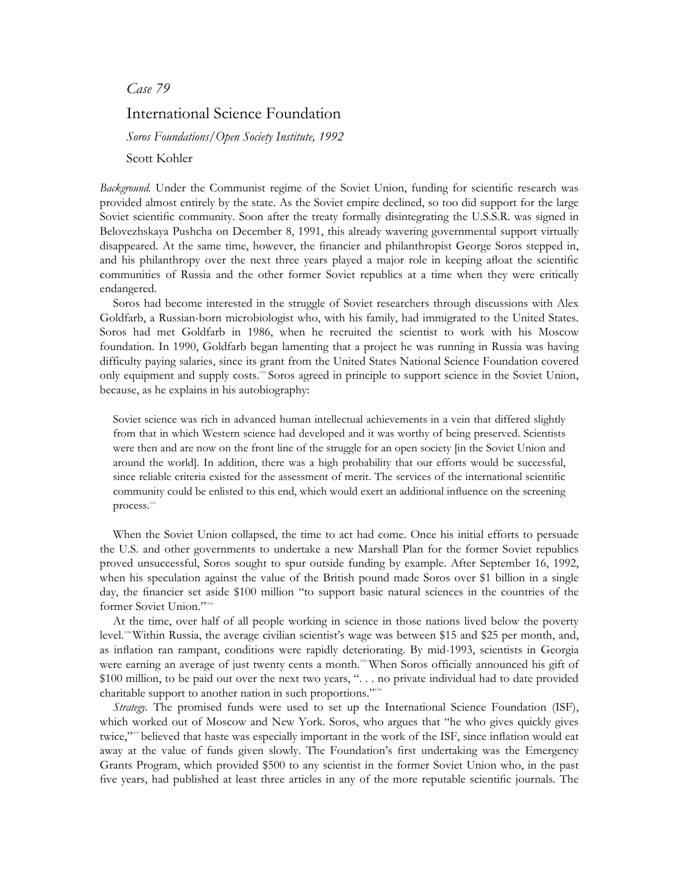*Case 79*

# International Science Foundation

*Soros Foundations/Open Society Institute, 1992*

Scott Kohler

*Background.* Under the Communist regime of the Soviet Union, funding for scientific research was provided almost entirely by the state. As the Soviet empire declined, so too did support for the large Soviet scientific community. Soon after the treaty formally disintegrating the U.S.S.R. was signed in Belovezhskaya Pushcha on December 8, 1991, this already wavering governmental support virtually disappeared. At the same time, however, the financier and philanthropist George Soros stepped in, and his philanthropy over the next three years played a major role in keeping afloat the scientific communities of Russia and the other former Soviet republics at a time when they were critically endangered.

Soros had become interested in the struggle of Soviet researchers through discussions with Alex Goldfarb, a Russian-born microbiologist who, with his family, had immigrated to the United States. Soros had met Goldfarb in 1986, when he recruited the scientist to work with his Moscow foundation. In 1990, Goldfarb began lamenting that a project he was running in Russia was having difficulty paying salaries, since its grant from the United States National Science Foundation covered only equipment and supply costs.[1151] Soros agreed in principle to support science in the Soviet Union, because, as he explains in his autobiography:

> Soviet science was rich in advanced human intellectual achievements in a vein that differed slightly from that in which Western science had developed and it was worthy of being preserved. Scientists were then and are now on the front line of the struggle for an open society [in the Soviet Union and around the world]. In addition, there was a high probability that our efforts would be successful, since reliable criteria existed for the assessment of merit. The services of the international scientific community could be enlisted to this end, which would exert an additional influence on the screening process.[1152]

When the Soviet Union collapsed, the time to act had come. Once his initial efforts to persuade the U.S. and other governments to undertake a new Marshall Plan for the former Soviet republics proved unsuccessful, Soros sought to spur outside funding by example. After September 16, 1992, when his speculation against the value of the British pound made Soros over $1 billion in a single day, the financier set aside $100 million "to support basic natural sciences in the countries of the former Soviet Union."[1153]

At the time, over half of all people working in science in those nations lived below the poverty level.[1154] Within Russia, the average civilian scientist's wage was between $15 and $25 per month, and, as inflation ran rampant, conditions were rapidly deteriorating. By mid-1993, scientists in Georgia were earning an average of just twenty cents a month.[1155] When Soros officially announced his gift of $100 million, to be paid out over the next two years, ". . . no private individual had to date provided charitable support to another nation in such proportions."[1156]

*Strategy.* The promised funds were used to set up the International Science Foundation (ISF), which worked out of Moscow and New York. Soros, who argues that "he who gives quickly gives twice,"[1157] believed that haste was especially important in the work of the ISF, since inflation would eat away at the value of funds given slowly. The Foundation's first undertaking was the Emergency Grants Program, which provided $500 to any scientist in the former Soviet Union who, in the past five years, had published at least three articles in any of the more reputable scientific journals. The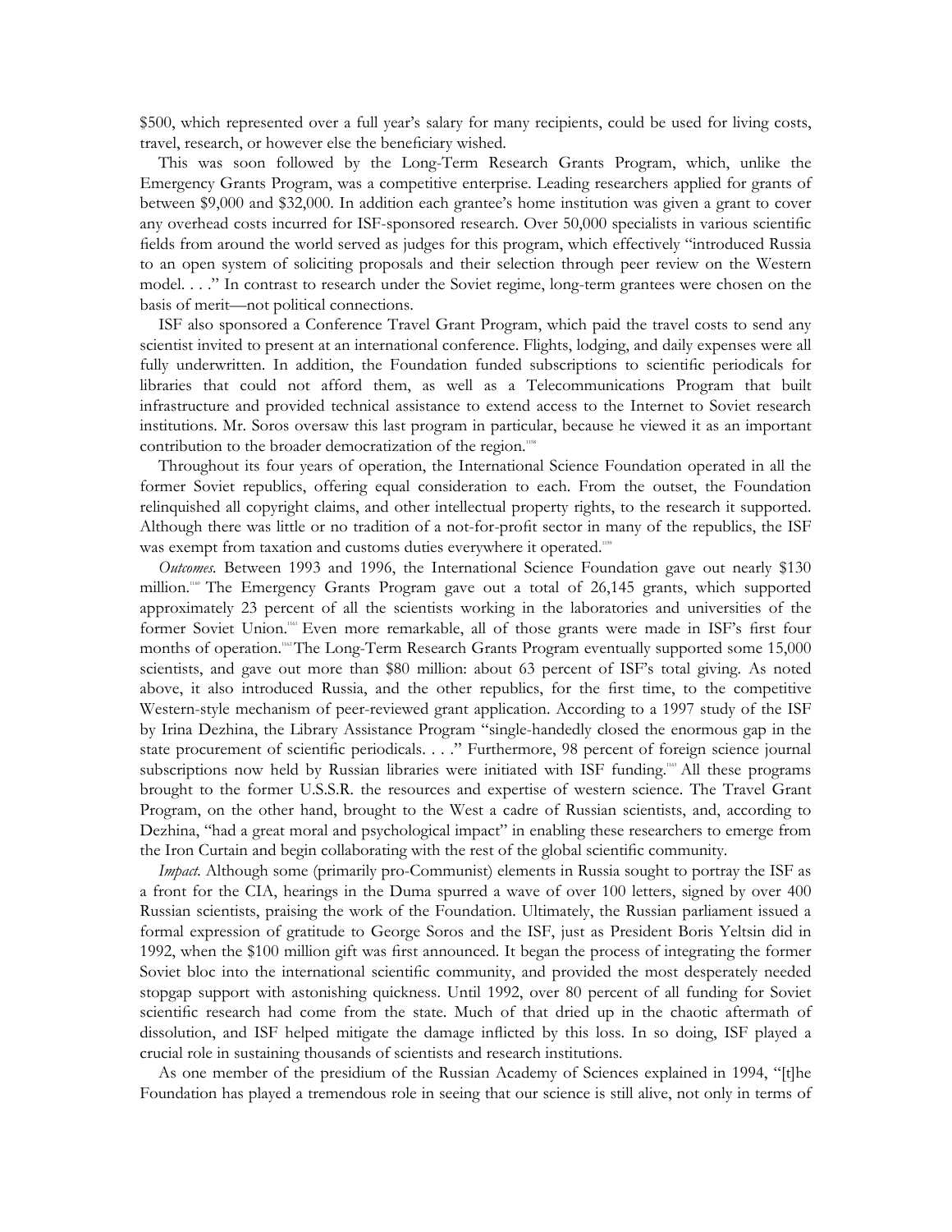$500, which represented over a full year's salary for many recipients, could be used for living costs, travel, research, or however else the beneficiary wished.

This was soon followed by the Long-Term Research Grants Program, which, unlike the Emergency Grants Program, was a competitive enterprise. Leading researchers applied for grants of between $9,000 and $32,000. In addition each grantee's home institution was given a grant to cover any overhead costs incurred for ISF-sponsored research. Over 50,000 specialists in various scientific fields from around the world served as judges for this program, which effectively "introduced Russia to an open system of soliciting proposals and their selection through peer review on the Western model. . . ." In contrast to research under the Soviet regime, long-term grantees were chosen on the basis of merit—not political connections.

ISF also sponsored a Conference Travel Grant Program, which paid the travel costs to send any scientist invited to present at an international conference. Flights, lodging, and daily expenses were all fully underwritten. In addition, the Foundation funded subscriptions to scientific periodicals for libraries that could not afford them, as well as a Telecommunications Program that built infrastructure and provided technical assistance to extend access to the Internet to Soviet research institutions. Mr. Soros oversaw this last program in particular, because he viewed it as an important contribution to the broader democratization of the region.[1158]

Throughout its four years of operation, the International Science Foundation operated in all the former Soviet republics, offering equal consideration to each. From the outset, the Foundation relinquished all copyright claims, and other intellectual property rights, to the research it supported. Although there was little or no tradition of a not-for-profit sector in many of the republics, the ISF was exempt from taxation and customs duties everywhere it operated.[1159]

*Outcomes.* Between 1993 and 1996, the International Science Foundation gave out nearly $130 million.[1160] The Emergency Grants Program gave out a total of 26,145 grants, which supported approximately 23 percent of all the scientists working in the laboratories and universities of the former Soviet Union.[1161] Even more remarkable, all of those grants were made in ISF's first four months of operation.[1162] The Long-Term Research Grants Program eventually supported some 15,000 scientists, and gave out more than $80 million: about 63 percent of ISF's total giving. As noted above, it also introduced Russia, and the other republics, for the first time, to the competitive Western-style mechanism of peer-reviewed grant application. According to a 1997 study of the ISF by Irina Dezhina, the Library Assistance Program "single-handedly closed the enormous gap in the state procurement of scientific periodicals. . . ." Furthermore, 98 percent of foreign science journal subscriptions now held by Russian libraries were initiated with ISF funding.[1163] All these programs brought to the former U.S.S.R. the resources and expertise of western science. The Travel Grant Program, on the other hand, brought to the West a cadre of Russian scientists, and, according to Dezhina, "had a great moral and psychological impact" in enabling these researchers to emerge from the Iron Curtain and begin collaborating with the rest of the global scientific community.

*Impact.* Although some (primarily pro-Communist) elements in Russia sought to portray the ISF as a front for the CIA, hearings in the Duma spurred a wave of over 100 letters, signed by over 400 Russian scientists, praising the work of the Foundation. Ultimately, the Russian parliament issued a formal expression of gratitude to George Soros and the ISF, just as President Boris Yeltsin did in 1992, when the $100 million gift was first announced. It began the process of integrating the former Soviet bloc into the international scientific community, and provided the most desperately needed stopgap support with astonishing quickness. Until 1992, over 80 percent of all funding for Soviet scientific research had come from the state. Much of that dried up in the chaotic aftermath of dissolution, and ISF helped mitigate the damage inflicted by this loss. In so doing, ISF played a crucial role in sustaining thousands of scientists and research institutions.

As one member of the presidium of the Russian Academy of Sciences explained in 1994, "[t]he Foundation has played a tremendous role in seeing that our science is still alive, not only in terms of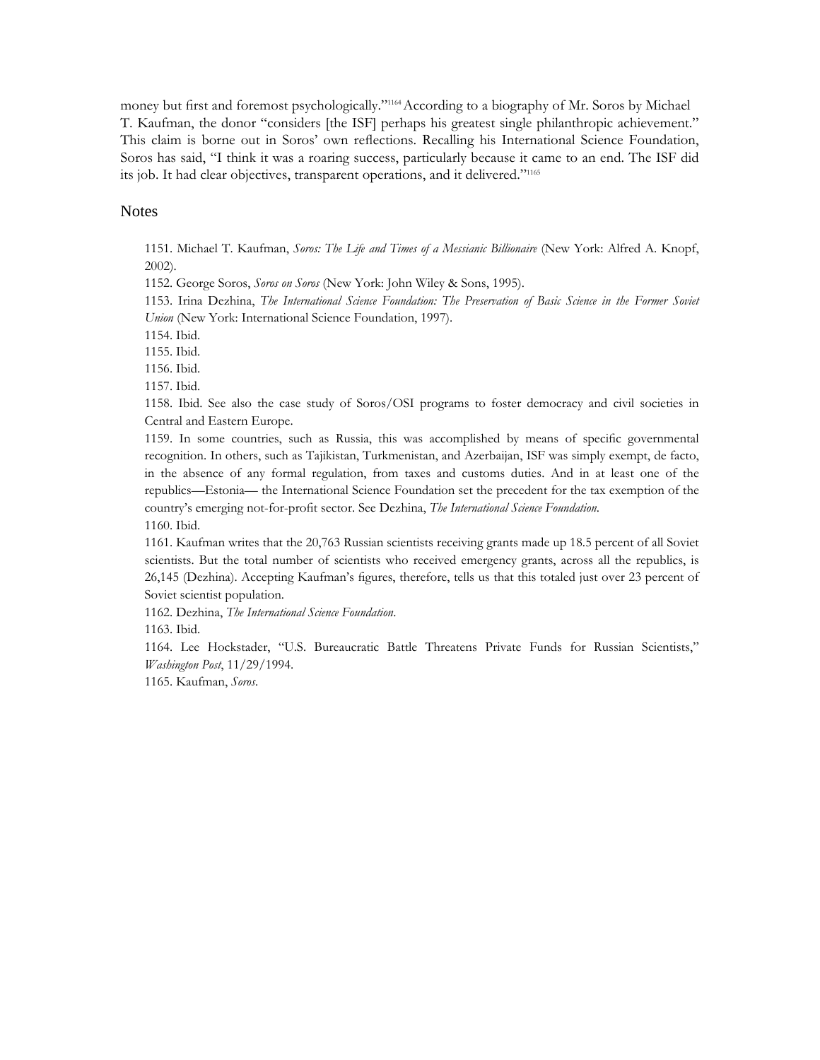money but first and foremost psychologically."[1164] According to a biography of Mr. Soros by Michael T. Kaufman, the donor "considers [the ISF] perhaps his greatest single philanthropic achievement." This claim is borne out in Soros' own reflections. Recalling his International Science Foundation, Soros has said, "I think it was a roaring success, particularly because it came to an end. The ISF did its job. It had clear objectives, transparent operations, and it delivered."[1165]

## Notes

1151. Michael T. Kaufman, *Soros: The Life and Times of a Messianic Billionaire* (New York: Alfred A. Knopf, 2002).

1152. George Soros, *Soros on Soros* (New York: John Wiley & Sons, 1995).

1153. Irina Dezhina, *The International Science Foundation: The Preservation of Basic Science in the Former Soviet Union* (New York: International Science Foundation, 1997).

1154. Ibid.

1155. Ibid.

1156. Ibid.

1157. Ibid.

1158. Ibid. See also the case study of Soros/OSI programs to foster democracy and civil societies in Central and Eastern Europe.

1159. In some countries, such as Russia, this was accomplished by means of specific governmental recognition. In others, such as Tajikistan, Turkmenistan, and Azerbaijan, ISF was simply exempt, de facto, in the absence of any formal regulation, from taxes and customs duties. And in at least one of the republics—Estonia— the International Science Foundation set the precedent for the tax exemption of the country's emerging not-for-profit sector. See Dezhina, *The International Science Foundation.*

1160. Ibid.

1161. Kaufman writes that the 20,763 Russian scientists receiving grants made up 18.5 percent of all Soviet scientists. But the total number of scientists who received emergency grants, across all the republics, is 26,145 (Dezhina). Accepting Kaufman's figures, therefore, tells us that this totaled just over 23 percent of Soviet scientist population.

1162. Dezhina, *The International Science Foundation*.

1163. Ibid.

1164. Lee Hockstader, "U.S. Bureaucratic Battle Threatens Private Funds for Russian Scientists," *Washington Post*, 11/29/1994.

1165. Kaufman, *Soros*.